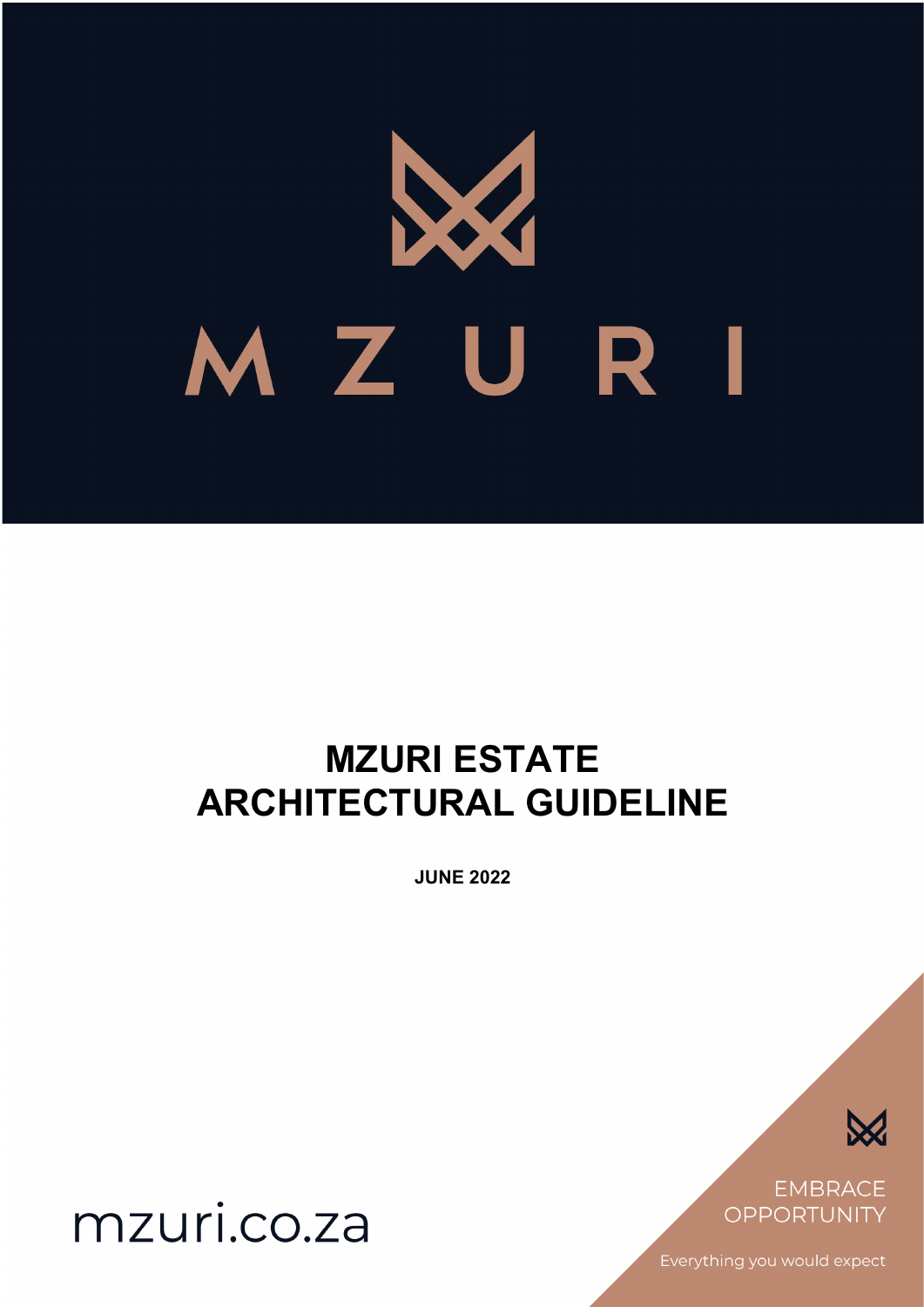MZURI

# MZURI ESTATE ARCHITECTURAL GUIDELINE

**JUNE 2022**

mzuri.co.za

EMBRACE OPPORTUNITY

Everything you would expect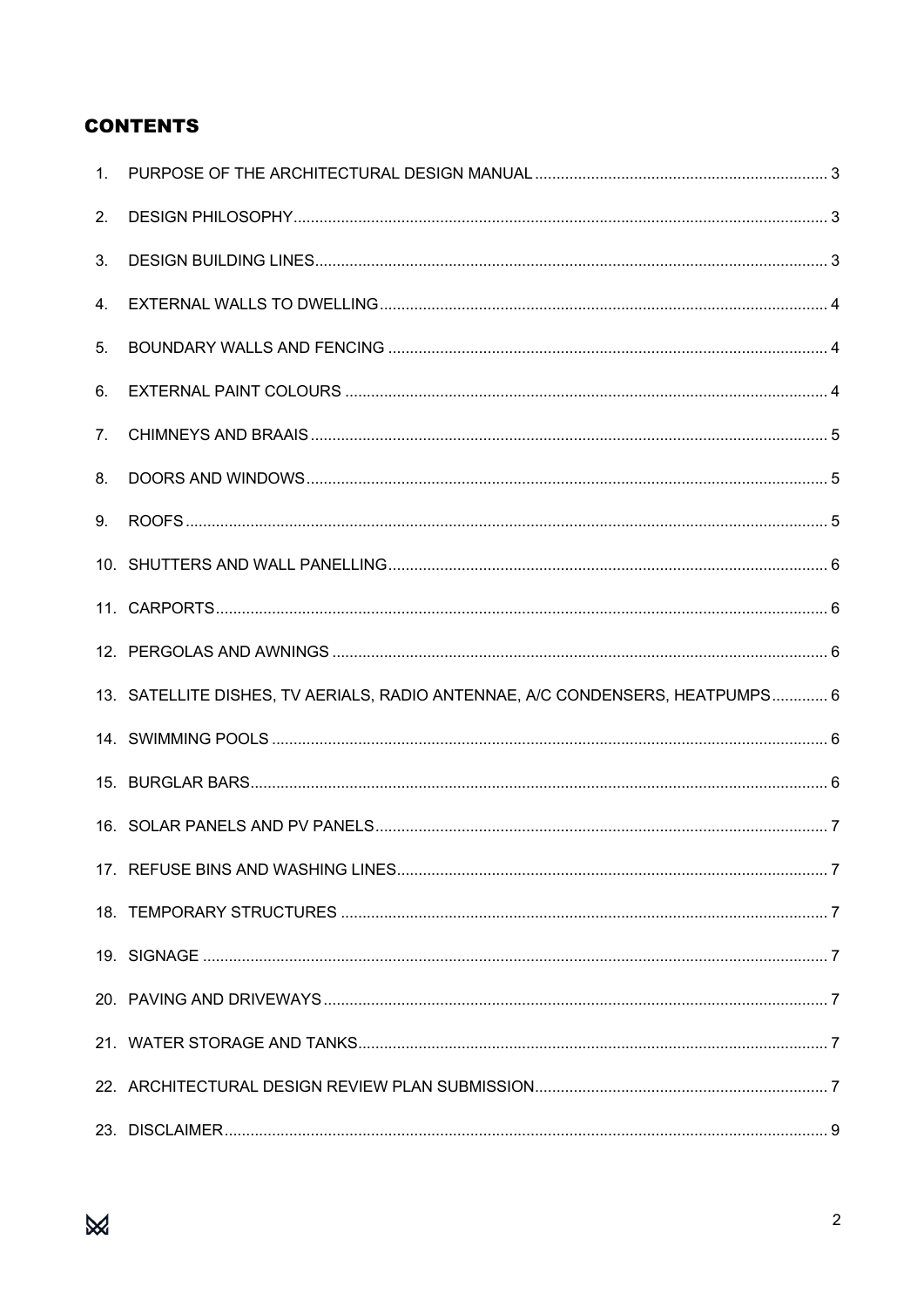## CONTENTS

1. PURPOSE OF THE ARCHITECTURAL DESIGN MANUAL ..... 3
2. DESIGN PHILOSOPHY ..... 3
3. DESIGN BUILDING LINES ..... 3
4. EXTERNAL WALLS TO DWELLING ..... 4
5. BOUNDARY WALLS AND FENCING ..... 4
6. EXTERNAL PAINT COLOURS ..... 4
7. CHIMNEYS AND BRAAIS ..... 5
8. DOORS AND WINDOWS ..... 5
9. ROOFS ..... 5
10. SHUTTERS AND WALL PANELLING ..... 6
11. CARPORTS ..... 6
12. PERGOLAS AND AWNINGS ..... 6
13. SATELLITE DISHES, TV AERIALS, RADIO ANTENNAE, A/C CONDENSERS, HEATPUMPS ..... 6
14. SWIMMING POOLS ..... 6
15. BURGLAR BARS ..... 6
16. SOLAR PANELS AND PV PANELS ..... 7
17. REFUSE BINS AND WASHING LINES ..... 7
18. TEMPORARY STRUCTURES ..... 7
19. SIGNAGE ..... 7
20. PAVING AND DRIVEWAYS ..... 7
21. WATER STORAGE AND TANKS ..... 7
22. ARCHITECTURAL DESIGN REVIEW PLAN SUBMISSION ..... 7
23. DISCLAIMER ..... 9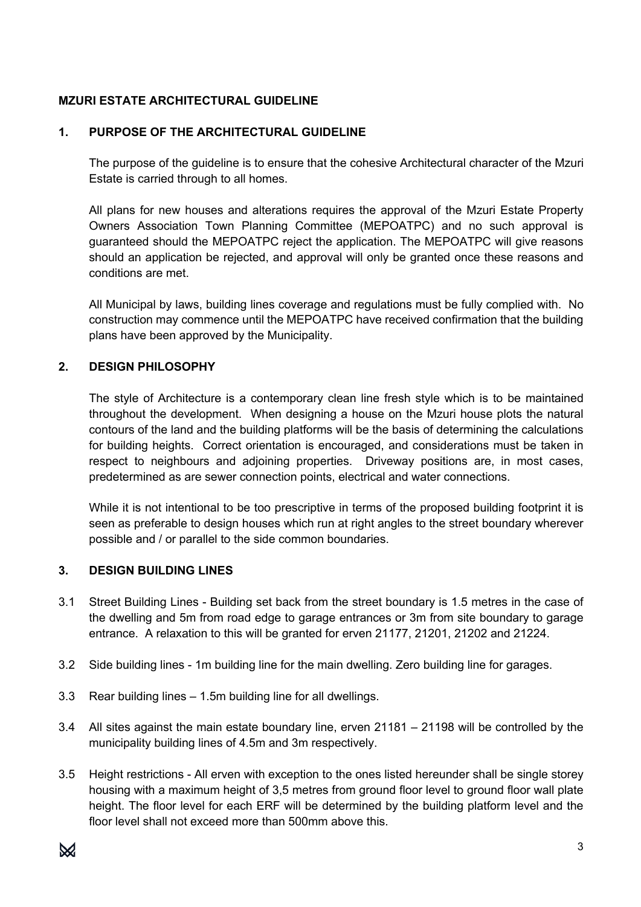**MZURI ESTATE ARCHITECTURAL GUIDELINE**

## 1. PURPOSE OF THE ARCHITECTURAL GUIDELINE

The purpose of the guideline is to ensure that the cohesive Architectural character of the Mzuri Estate is carried through to all homes.

All plans for new houses and alterations requires the approval of the Mzuri Estate Property Owners Association Town Planning Committee (MEPOATPC) and no such approval is guaranteed should the MEPOATPC reject the application. The MEPOATPC will give reasons should an application be rejected, and approval will only be granted once these reasons and conditions are met.

All Municipal by laws, building lines coverage and regulations must be fully complied with. No construction may commence until the MEPOATPC have received confirmation that the building plans have been approved by the Municipality.

## 2. DESIGN PHILOSOPHY

The style of Architecture is a contemporary clean line fresh style which is to be maintained throughout the development. When designing a house on the Mzuri house plots the natural contours of the land and the building platforms will be the basis of determining the calculations for building heights. Correct orientation is encouraged, and considerations must be taken in respect to neighbours and adjoining properties. Driveway positions are, in most cases, predetermined as are sewer connection points, electrical and water connections.

While it is not intentional to be too prescriptive in terms of the proposed building footprint it is seen as preferable to design houses which run at right angles to the street boundary wherever possible and / or parallel to the side common boundaries.

## 3. DESIGN BUILDING LINES

3.1 Street Building Lines - Building set back from the street boundary is 1.5 metres in the case of the dwelling and 5m from road edge to garage entrances or 3m from site boundary to garage entrance. A relaxation to this will be granted for erven 21177, 21201, 21202 and 21224.

3.2 Side building lines - 1m building line for the main dwelling. Zero building line for garages.

3.3 Rear building lines – 1.5m building line for all dwellings.

3.4 All sites against the main estate boundary line, erven 21181 – 21198 will be controlled by the municipality building lines of 4.5m and 3m respectively.

3.5 Height restrictions - All erven with exception to the ones listed hereunder shall be single storey housing with a maximum height of 3,5 metres from ground floor level to ground floor wall plate height. The floor level for each ERF will be determined by the building platform level and the floor level shall not exceed more than 500mm above this.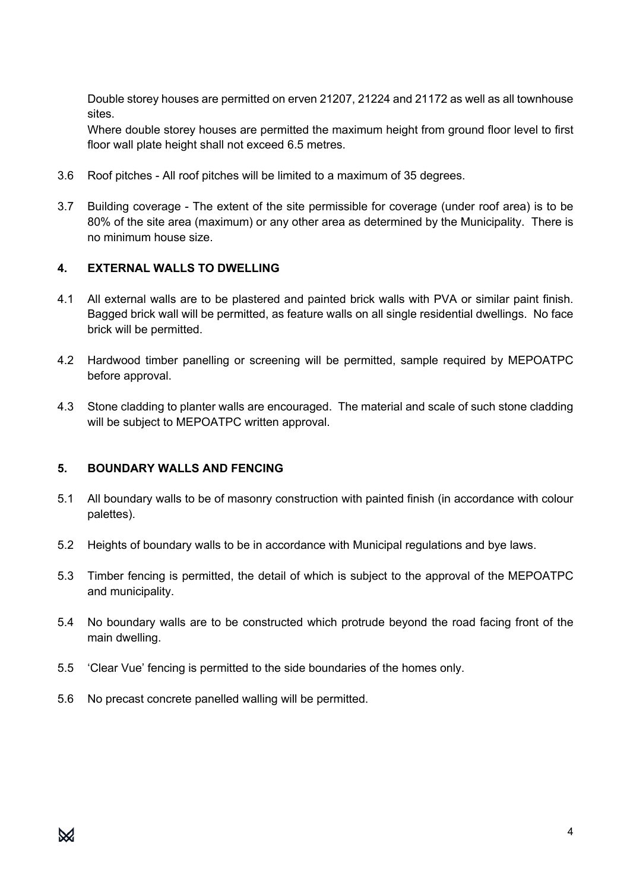Double storey houses are permitted on erven 21207, 21224 and 21172 as well as all townhouse sites.

Where double storey houses are permitted the maximum height from ground floor level to first floor wall plate height shall not exceed 6.5 metres.

3.6 Roof pitches - All roof pitches will be limited to a maximum of 35 degrees.

3.7 Building coverage - The extent of the site permissible for coverage (under roof area) is to be 80% of the site area (maximum) or any other area as determined by the Municipality. There is no minimum house size.

## 4. EXTERNAL WALLS TO DWELLING

4.1 All external walls are to be plastered and painted brick walls with PVA or similar paint finish. Bagged brick wall will be permitted, as feature walls on all single residential dwellings. No face brick will be permitted.

4.2 Hardwood timber panelling or screening will be permitted, sample required by MEPOATPC before approval.

4.3 Stone cladding to planter walls are encouraged. The material and scale of such stone cladding will be subject to MEPOATPC written approval.

## 5. BOUNDARY WALLS AND FENCING

5.1 All boundary walls to be of masonry construction with painted finish (in accordance with colour palettes).

5.2 Heights of boundary walls to be in accordance with Municipal regulations and bye laws.

5.3 Timber fencing is permitted, the detail of which is subject to the approval of the MEPOATPC and municipality.

5.4 No boundary walls are to be constructed which protrude beyond the road facing front of the main dwelling.

5.5 'Clear Vue' fencing is permitted to the side boundaries of the homes only.

5.6 No precast concrete panelled walling will be permitted.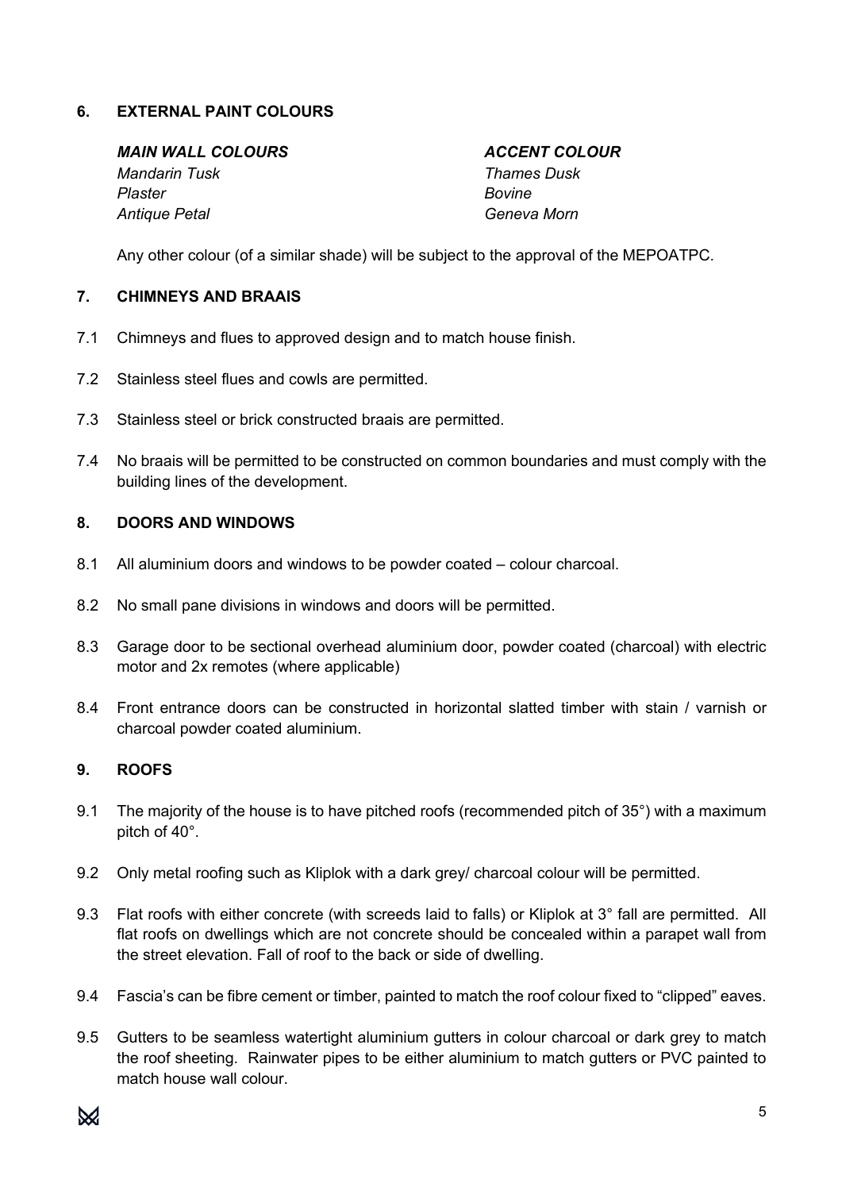## 6. EXTERNAL PAINT COLOURS

| ***MAIN WALL COLOURS*** | ***ACCENT COLOUR*** |
| --- | --- |
| *Mandarin Tusk* | *Thames Dusk* |
| *Plaster* | *Bovine* |
| *Antique Petal* | *Geneva Morn* |

Any other colour (of a similar shade) will be subject to the approval of the MEPOATPC.

## 7. CHIMNEYS AND BRAAIS

7.1 Chimneys and flues to approved design and to match house finish.

7.2 Stainless steel flues and cowls are permitted.

7.3 Stainless steel or brick constructed braais are permitted.

7.4 No braais will be permitted to be constructed on common boundaries and must comply with the building lines of the development.

## 8. DOORS AND WINDOWS

8.1 All aluminium doors and windows to be powder coated – colour charcoal.

8.2 No small pane divisions in windows and doors will be permitted.

8.3 Garage door to be sectional overhead aluminium door, powder coated (charcoal) with electric motor and 2x remotes (where applicable)

8.4 Front entrance doors can be constructed in horizontal slatted timber with stain / varnish or charcoal powder coated aluminium.

## 9. ROOFS

9.1 The majority of the house is to have pitched roofs (recommended pitch of 35°) with a maximum pitch of 40°.

9.2 Only metal roofing such as Kliplok with a dark grey/ charcoal colour will be permitted.

9.3 Flat roofs with either concrete (with screeds laid to falls) or Kliplok at 3° fall are permitted. All flat roofs on dwellings which are not concrete should be concealed within a parapet wall from the street elevation. Fall of roof to the back or side of dwelling.

9.4 Fascia's can be fibre cement or timber, painted to match the roof colour fixed to "clipped" eaves.

9.5 Gutters to be seamless watertight aluminium gutters in colour charcoal or dark grey to match the roof sheeting. Rainwater pipes to be either aluminium to match gutters or PVC painted to match house wall colour.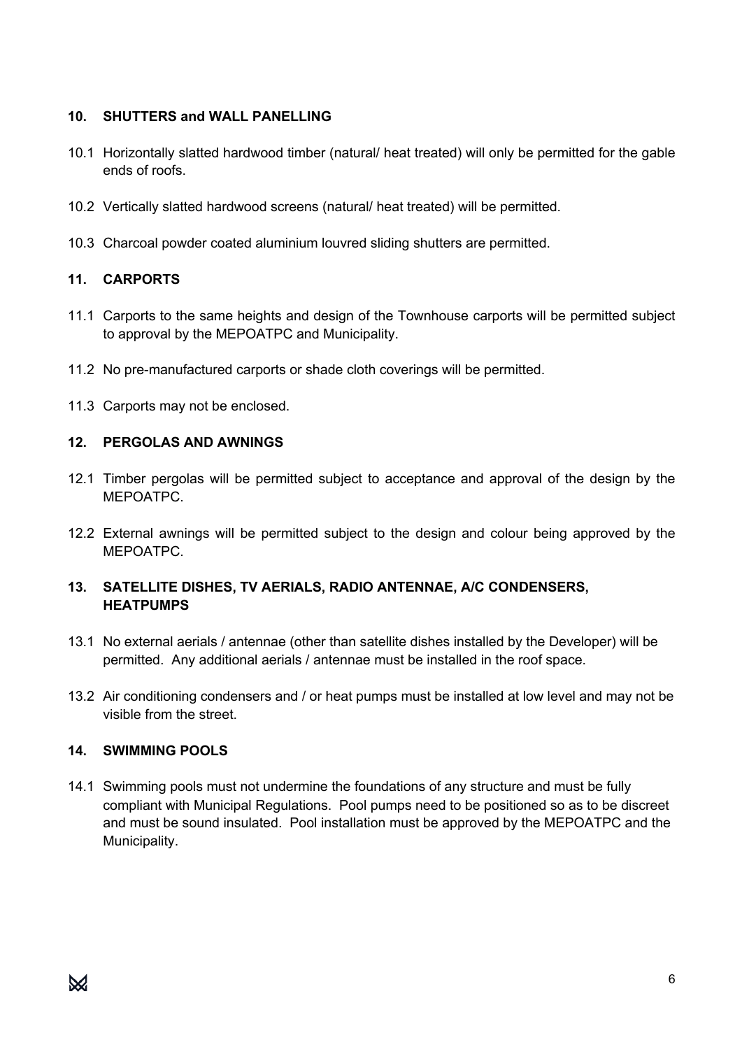## 10. SHUTTERS and WALL PANELLING

10.1 Horizontally slatted hardwood timber (natural/ heat treated) will only be permitted for the gable ends of roofs.

10.2 Vertically slatted hardwood screens (natural/ heat treated) will be permitted.

10.3 Charcoal powder coated aluminium louvred sliding shutters are permitted.

## 11. CARPORTS

11.1 Carports to the same heights and design of the Townhouse carports will be permitted subject to approval by the MEPOATPC and Municipality.

11.2 No pre-manufactured carports or shade cloth coverings will be permitted.

11.3 Carports may not be enclosed.

## 12. PERGOLAS AND AWNINGS

12.1 Timber pergolas will be permitted subject to acceptance and approval of the design by the MEPOATPC.

12.2 External awnings will be permitted subject to the design and colour being approved by the MEPOATPC.

## 13. SATELLITE DISHES, TV AERIALS, RADIO ANTENNAE, A/C CONDENSERS, HEATPUMPS

13.1 No external aerials / antennae (other than satellite dishes installed by the Developer) will be permitted. Any additional aerials / antennae must be installed in the roof space.

13.2 Air conditioning condensers and / or heat pumps must be installed at low level and may not be visible from the street.

## 14. SWIMMING POOLS

14.1 Swimming pools must not undermine the foundations of any structure and must be fully compliant with Municipal Regulations. Pool pumps need to be positioned so as to be discreet and must be sound insulated. Pool installation must be approved by the MEPOATPC and the Municipality.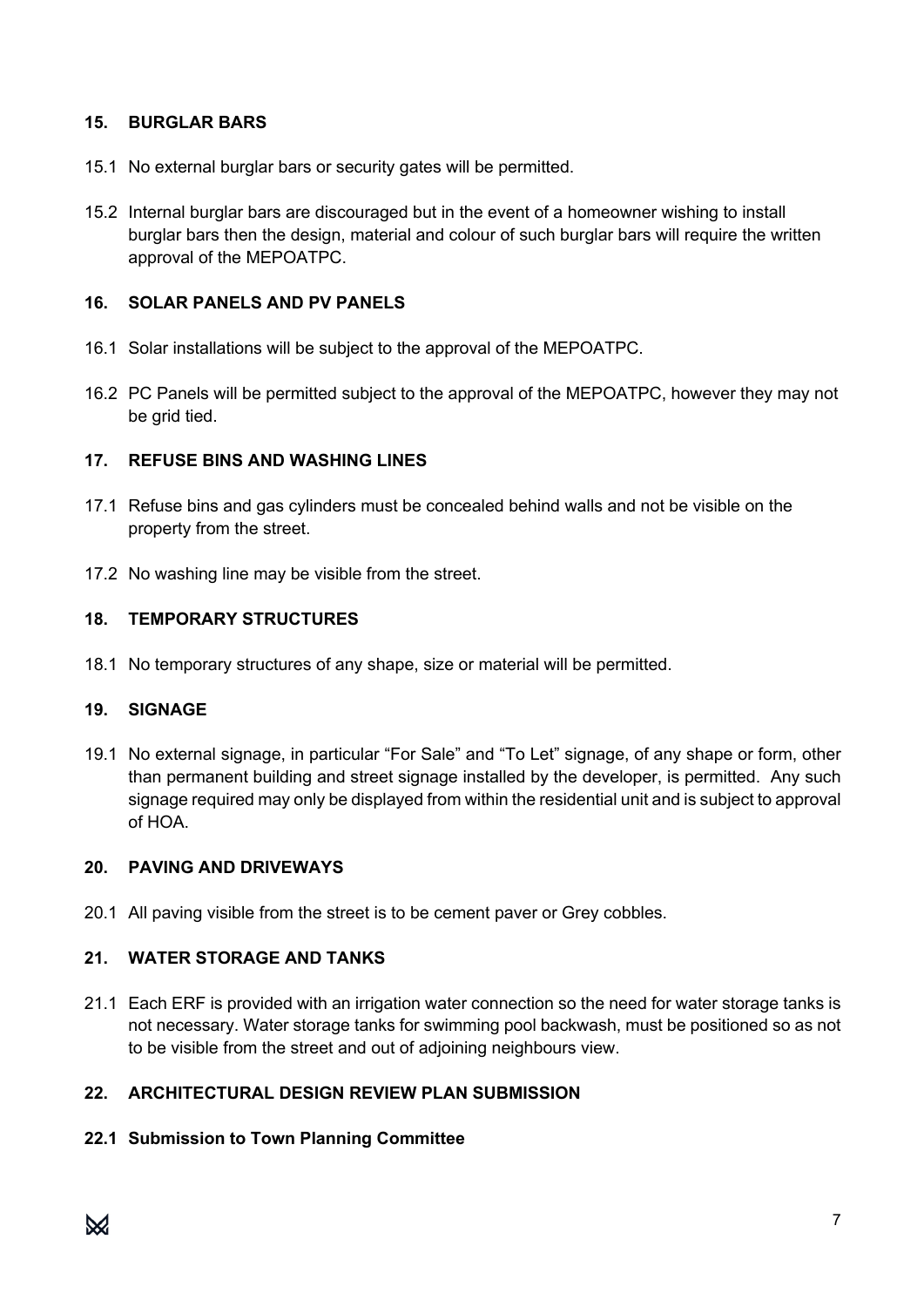## 15. BURGLAR BARS

15.1 No external burglar bars or security gates will be permitted.

15.2 Internal burglar bars are discouraged but in the event of a homeowner wishing to install burglar bars then the design, material and colour of such burglar bars will require the written approval of the MEPOATPC.

## 16. SOLAR PANELS AND PV PANELS

16.1 Solar installations will be subject to the approval of the MEPOATPC.

16.2 PC Panels will be permitted subject to the approval of the MEPOATPC, however they may not be grid tied.

## 17. REFUSE BINS AND WASHING LINES

17.1 Refuse bins and gas cylinders must be concealed behind walls and not be visible on the property from the street.

17.2 No washing line may be visible from the street.

## 18. TEMPORARY STRUCTURES

18.1 No temporary structures of any shape, size or material will be permitted.

## 19. SIGNAGE

19.1 No external signage, in particular "For Sale" and "To Let" signage, of any shape or form, other than permanent building and street signage installed by the developer, is permitted. Any such signage required may only be displayed from within the residential unit and is subject to approval of HOA.

## 20. PAVING AND DRIVEWAYS

20.1 All paving visible from the street is to be cement paver or Grey cobbles.

## 21. WATER STORAGE AND TANKS

21.1 Each ERF is provided with an irrigation water connection so the need for water storage tanks is not necessary. Water storage tanks for swimming pool backwash, must be positioned so as not to be visible from the street and out of adjoining neighbours view.

## 22. ARCHITECTURAL DESIGN REVIEW PLAN SUBMISSION

### 22.1 Submission to Town Planning Committee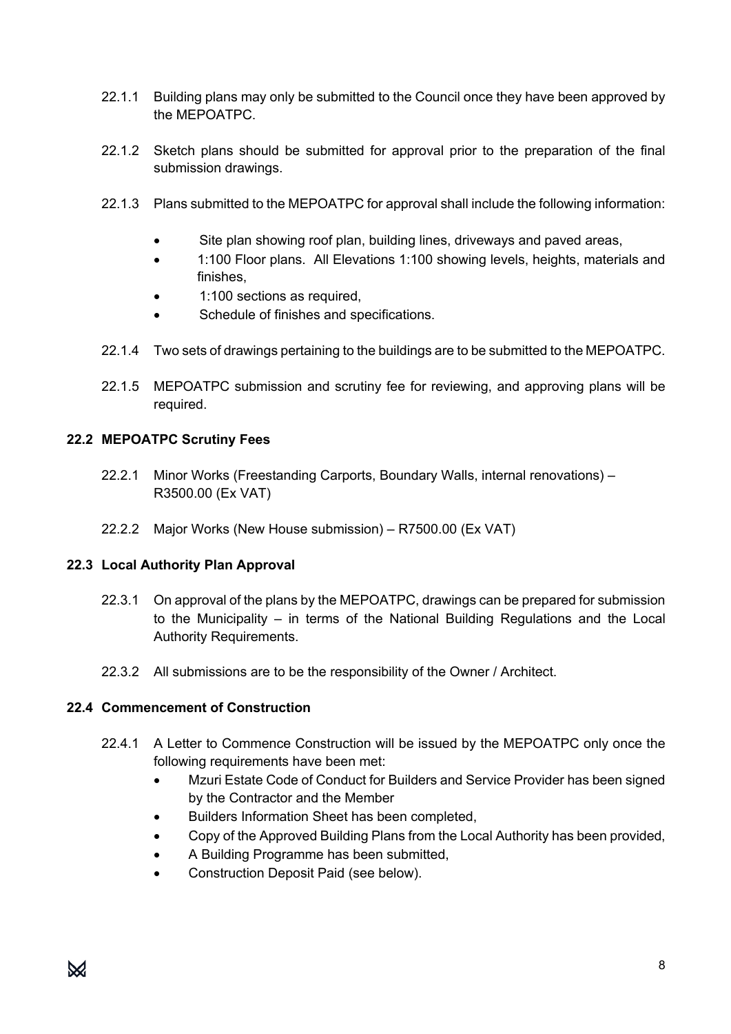22.1.1 Building plans may only be submitted to the Council once they have been approved by the MEPOATPC.

22.1.2 Sketch plans should be submitted for approval prior to the preparation of the final submission drawings.

22.1.3 Plans submitted to the MEPOATPC for approval shall include the following information:

- Site plan showing roof plan, building lines, driveways and paved areas,
- 1:100 Floor plans. All Elevations 1:100 showing levels, heights, materials and finishes,
- 1:100 sections as required,
- Schedule of finishes and specifications.

22.1.4 Two sets of drawings pertaining to the buildings are to be submitted to the MEPOATPC.

22.1.5 MEPOATPC submission and scrutiny fee for reviewing, and approving plans will be required.

### 22.2 MEPOATPC Scrutiny Fees

22.2.1 Minor Works (Freestanding Carports, Boundary Walls, internal renovations) – R3500.00 (Ex VAT)

22.2.2 Major Works (New House submission) – R7500.00 (Ex VAT)

### 22.3 Local Authority Plan Approval

22.3.1 On approval of the plans by the MEPOATPC, drawings can be prepared for submission to the Municipality – in terms of the National Building Regulations and the Local Authority Requirements.

22.3.2 All submissions are to be the responsibility of the Owner / Architect.

### 22.4 Commencement of Construction

22.4.1 A Letter to Commence Construction will be issued by the MEPOATPC only once the following requirements have been met:

- Mzuri Estate Code of Conduct for Builders and Service Provider has been signed by the Contractor and the Member
- Builders Information Sheet has been completed,
- Copy of the Approved Building Plans from the Local Authority has been provided,
- A Building Programme has been submitted,
- Construction Deposit Paid (see below).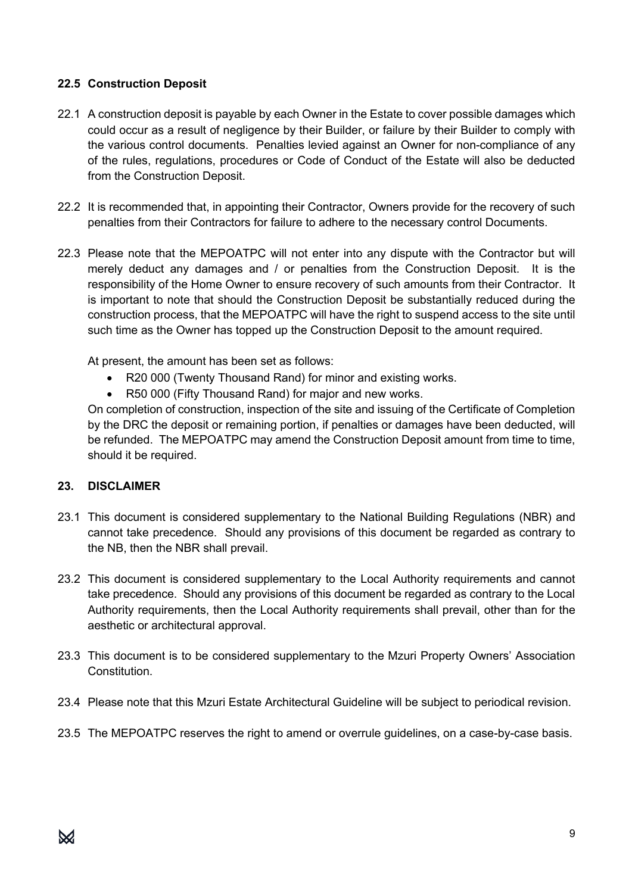### 22.5 Construction Deposit

22.1 A construction deposit is payable by each Owner in the Estate to cover possible damages which could occur as a result of negligence by their Builder, or failure by their Builder to comply with the various control documents. Penalties levied against an Owner for non-compliance of any of the rules, regulations, procedures or Code of Conduct of the Estate will also be deducted from the Construction Deposit.

22.2 It is recommended that, in appointing their Contractor, Owners provide for the recovery of such penalties from their Contractors for failure to adhere to the necessary control Documents.

22.3 Please note that the MEPOATPC will not enter into any dispute with the Contractor but will merely deduct any damages and / or penalties from the Construction Deposit. It is the responsibility of the Home Owner to ensure recovery of such amounts from their Contractor. It is important to note that should the Construction Deposit be substantially reduced during the construction process, that the MEPOATPC will have the right to suspend access to the site until such time as the Owner has topped up the Construction Deposit to the amount required.

At present, the amount has been set as follows:

- R20 000 (Twenty Thousand Rand) for minor and existing works.
- R50 000 (Fifty Thousand Rand) for major and new works.

On completion of construction, inspection of the site and issuing of the Certificate of Completion by the DRC the deposit or remaining portion, if penalties or damages have been deducted, will be refunded. The MEPOATPC may amend the Construction Deposit amount from time to time, should it be required.

### 23. DISCLAIMER

23.1 This document is considered supplementary to the National Building Regulations (NBR) and cannot take precedence. Should any provisions of this document be regarded as contrary to the NB, then the NBR shall prevail.

23.2 This document is considered supplementary to the Local Authority requirements and cannot take precedence. Should any provisions of this document be regarded as contrary to the Local Authority requirements, then the Local Authority requirements shall prevail, other than for the aesthetic or architectural approval.

23.3 This document is to be considered supplementary to the Mzuri Property Owners' Association Constitution.

23.4 Please note that this Mzuri Estate Architectural Guideline will be subject to periodical revision.

23.5 The MEPOATPC reserves the right to amend or overrule guidelines, on a case-by-case basis.